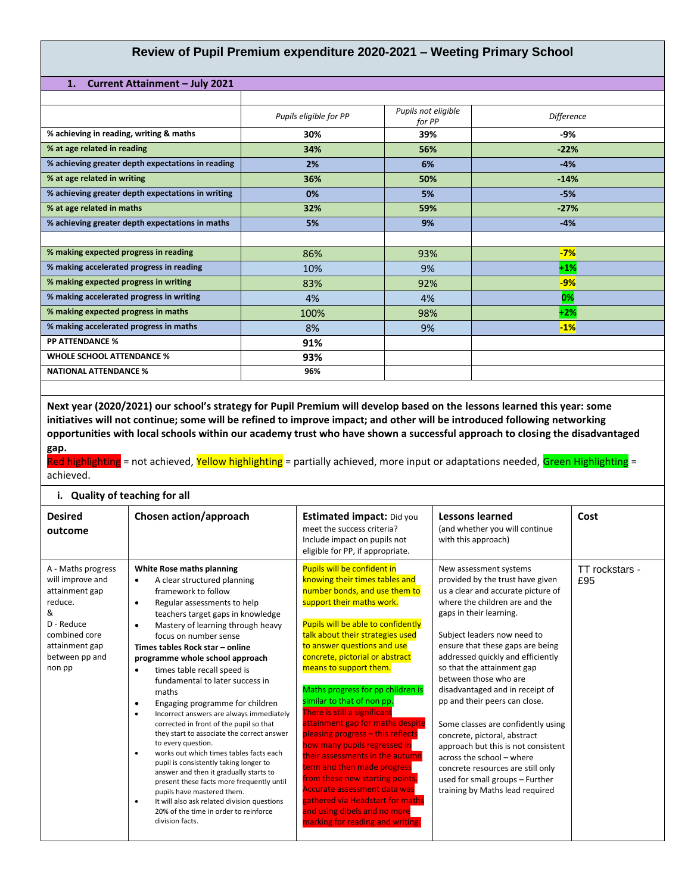# Review of Pupil Premium expenditure 2020-2021 – Weeting Primary School

## 1. Current Attainment – July 2021

| | Pupils eligible for PP | Pupils not eligible for PP | Difference |
|---|---|---|---|
| % achieving in reading, writing & maths | 30% | 39% | -9% |
| % at age related in reading | 34% | 56% | -22% |
| % achieving greater depth expectations in reading | 2% | 6% | -4% |
| % at age related in writing | 36% | 50% | -14% |
| % achieving greater depth expectations in writing | 0% | 5% | -5% |
| % at age related in maths | 32% | 59% | -27% |
| % achieving greater depth expectations in maths | 5% | 9% | -4% |
| | | | |
| % making expected progress in reading | 86% | 93% | -7% |
| % making accelerated progress in reading | 10% | 9% | +1% |
| % making expected progress in writing | 83% | 92% | -9% |
| % making accelerated progress in writing | 4% | 4% | 0% |
| % making expected progress in maths | 100% | 98% | +2% |
| % making accelerated progress in maths | 8% | 9% | -1% |
| PP ATTENDANCE % | 91% | | |
| WHOLE SCHOOL ATTENDANCE % | 93% | | |
| NATIONAL ATTENDANCE % | 96% | | |

**Next year (2020/2021) our school's strategy for Pupil Premium will develop based on the lessons learned this year: some initiatives will not continue; some will be refined to improve impact; and other will be introduced following networking opportunities with local schools within our academy trust who have shown a successful approach to closing the disadvantaged gap.**

Red highlighting = not achieved, Yellow highlighting = partially achieved, more input or adaptations needed, Green Highlighting = achieved.

### i. Quality of teaching for all

| Desired outcome | Chosen action/approach | Estimated impact: Did you meet the success criteria? Include impact on pupils not eligible for PP, if appropriate. | Lessons learned (and whether you will continue with this approach) | Cost |
|---|---|---|---|---|
| A - Maths progress will improve and attainment gap reduce.<br>&<br>D - Reduce combined core attainment gap between pp and non pp | **White Rose maths planning**<br>• A clear structured planning framework to follow<br>• Regular assessments to help teachers target gaps in knowledge<br>• Mastery of learning through heavy focus on number sense<br>**Times tables Rock star – online programme whole school approach**<br>• times table recall speed is fundamental to later success in maths<br>• Engaging programme for children<br>• Incorrect answers are always immediately corrected in front of the pupil so that they start to associate the correct answer to every question.<br>• works out which times tables facts each pupil is consistently taking longer to answer and then it gradually starts to present these facts more frequently until pupils have mastered them.<br>• It will also ask related division questions 20% of the time in order to reinforce division facts. | Pupils will be confident in knowing their times tables and number bonds, and use them to support their maths work.<br><br>Pupils will be able to confidently talk about their strategies used to answer questions and use concrete, pictorial or abstract means to support them.<br><br>Maths progress for pp children is similar to that of non pp.<br>There is still a significant attainment gap for maths despite pleasing progress – this reflects how many pupils regressed in their assessments in the autumn term and then made progress from these new starting points. Accurate assessment data was gathered via Headstart for maths and using dibels and no more marking for reading and writing. | New assessment systems provided by the trust have given us a clear and accurate picture of where the children are and the gaps in their learning.<br><br>Subject leaders now need to ensure that these gaps are being addressed quickly and efficiently so that the attainment gap between those who are disadvantaged and in receipt of pp and their peers can close.<br><br>Some classes are confidently using concrete, pictoral, abstract approach but this is not consistent across the school – where concrete resources are still only used for small groups – Further training by Maths lead required | TT rockstars - £95 |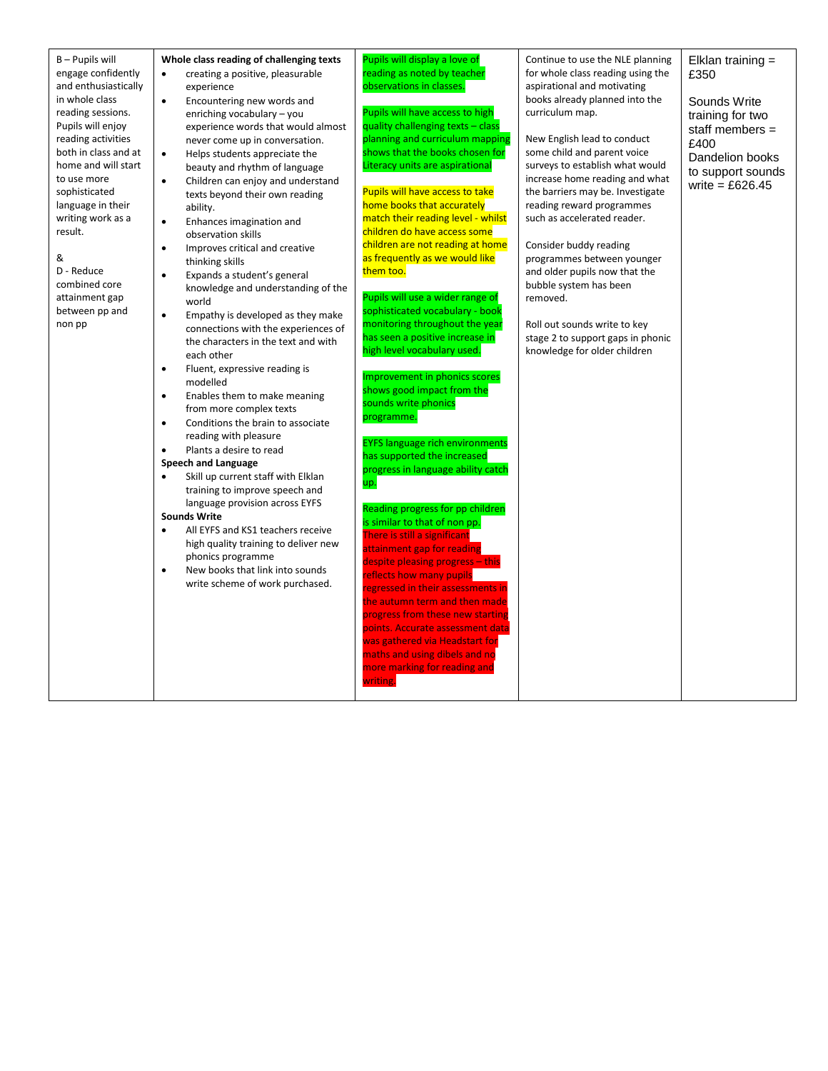| | | | | |
|---|---|---|---|---|
| B – Pupils will engage confidently and enthusiastically in whole class reading sessions. Pupils will enjoy reading activities both in class and at home and will start to use more sophisticated language in their writing work as a result.<br><br>&<br>D - Reduce combined core attainment gap between pp and non pp | **Whole class reading of challenging texts**<br>• creating a positive, pleasurable experience<br>• Encountering new words and enriching vocabulary – you experience words that would almost never come up in conversation.<br>• Helps students appreciate the beauty and rhythm of language<br>• Children can enjoy and understand texts beyond their own reading ability.<br>• Enhances imagination and observation skills<br>• Improves critical and creative thinking skills<br>• Expands a student's general knowledge and understanding of the world<br>• Empathy is developed as they make connections with the experiences of the characters in the text and with each other<br>• Fluent, expressive reading is modelled<br>• Enables them to make meaning from more complex texts<br>• Conditions the brain to associate reading with pleasure<br>• Plants a desire to read<br>**Speech and Language**<br>• Skill up current staff with Elklan training to improve speech and language provision across EYFS<br>**Sounds Write**<br>• All EYFS and KS1 teachers receive high quality training to deliver new phonics programme<br>• New books that link into sounds write scheme of work purchased. | Pupils will display a love of reading as noted by teacher observations in classes.<br><br>Pupils will have access to high quality challenging texts – class planning and curriculum mapping shows that the books chosen for Literacy units are aspirational<br><br>Pupils will have access to take home books that accurately match their reading level - whilst children do have access some children are not reading at home as frequently as we would like them too.<br><br>Pupils will use a wider range of sophisticated vocabulary - book monitoring throughout the year has seen a positive increase in high level vocabulary used.<br><br>Improvement in phonics scores shows good impact from the sounds write phonics programme.<br><br>EYFS language rich environments has supported the increased progress in language ability catch up.<br><br>Reading progress for pp children is similar to that of non pp. There is still a significant attainment gap for reading despite pleasing progress – this reflects how many pupils regressed in their assessments in the autumn term and then made progress from these new starting points. Accurate assessment data was gathered via Headstart for maths and using dibels and no more marking for reading and writing. | Continue to use the NLE planning for whole class reading using the aspirational and motivating books already planned into the curriculum map.<br><br>New English lead to conduct some child and parent voice surveys to establish what would increase home reading and what the barriers may be. Investigate reading reward programmes such as accelerated reader.<br><br>Consider buddy reading programmes between younger and older pupils now that the bubble system has been removed.<br><br>Roll out sounds write to key stage 2 to support gaps in phonic knowledge for older children | Elklan training = £350<br><br>Sounds Write training for two staff members = £400<br>Dandelion books to support sounds write = £626.45 |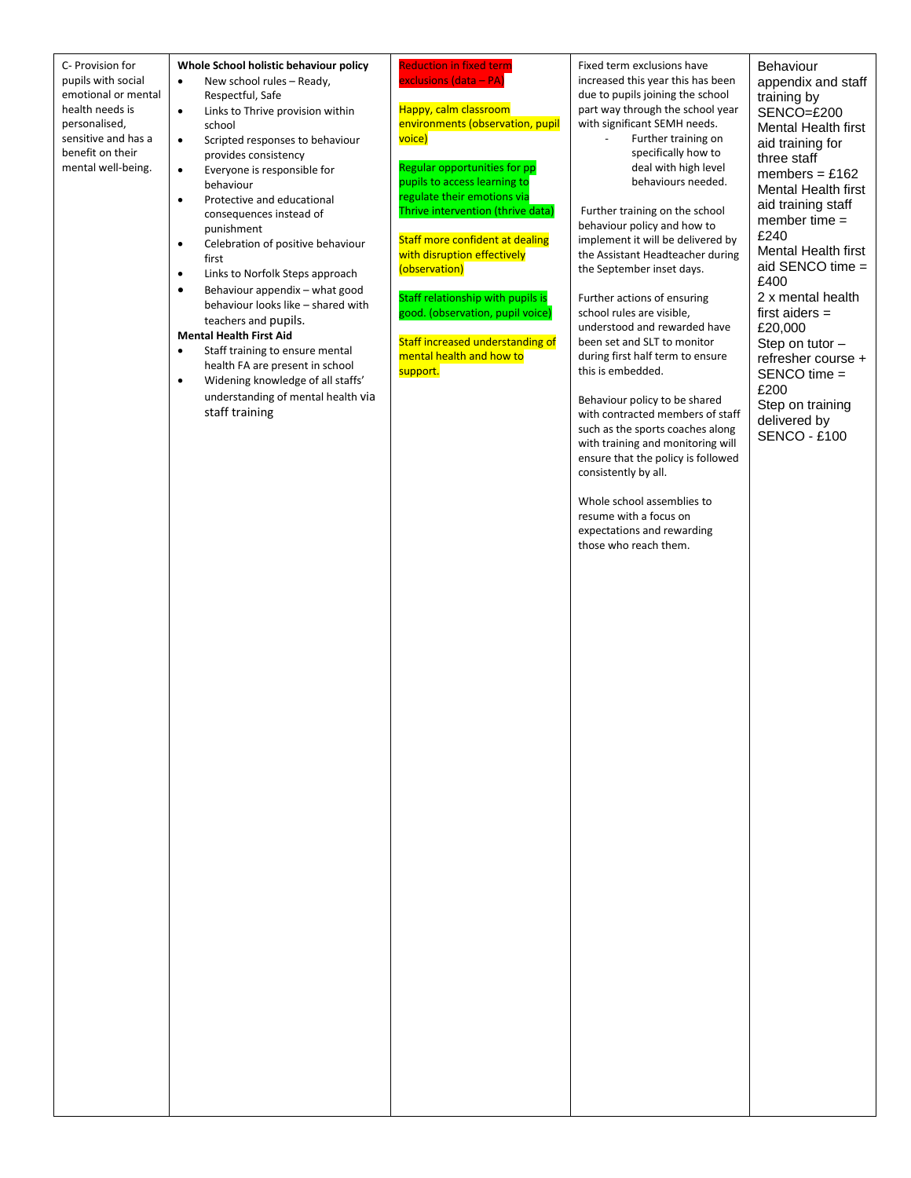| | | | | |
|---|---|---|---|---|
| C- Provision for pupils with social emotional or mental health needs is personalised, sensitive and has a benefit on their mental well-being. | **Whole School holistic behaviour policy**<br>• New school rules – Ready, Respectful, Safe<br>• Links to Thrive provision within school<br>• Scripted responses to behaviour provides consistency<br>• Everyone is responsible for behaviour<br>• Protective and educational consequences instead of punishment<br>• Celebration of positive behaviour first<br>• Links to Norfolk Steps approach<br>• Behaviour appendix – what good behaviour looks like – shared with teachers and pupils.<br>**Mental Health First Aid**<br>• Staff training to ensure mental health FA are present in school<br>• Widening knowledge of all staffs' understanding of mental health via staff training | Reduction in fixed term exclusions (data – PA)<br><br>Happy, calm classroom environments (observation, pupil voice)<br><br>Regular opportunities for pp pupils to access learning to regulate their emotions via Thrive intervention (thrive data)<br><br>Staff more confident at dealing with disruption effectively (observation)<br><br>Staff relationship with pupils is good. (observation, pupil voice)<br><br>Staff increased understanding of mental health and how to support. | Fixed term exclusions have increased this year this has been due to pupils joining the school part way through the school year with significant SEMH needs.<br>- Further training on specifically how to deal with high level behaviours needed.<br><br>Further training on the school behaviour policy and how to implement it will be delivered by the Assistant Headteacher during the September inset days.<br><br>Further actions of ensuring school rules are visible, understood and rewarded have been set and SLT to monitor during first half term to ensure this is embedded.<br><br>Behaviour policy to be shared with contracted members of staff such as the sports coaches along with training and monitoring will ensure that the policy is followed consistently by all.<br><br>Whole school assemblies to resume with a focus on expectations and rewarding those who reach them. | Behaviour appendix and staff training by SENCO=£200<br>Mental Health first aid training for three staff members = £162<br>Mental Health first aid training staff member time = £240<br>Mental Health first aid SENCO time = £400<br>2 x mental health first aiders = £20,000<br>Step on tutor – refresher course + SENCO time = £200<br>Step on training delivered by SENCO - £100 |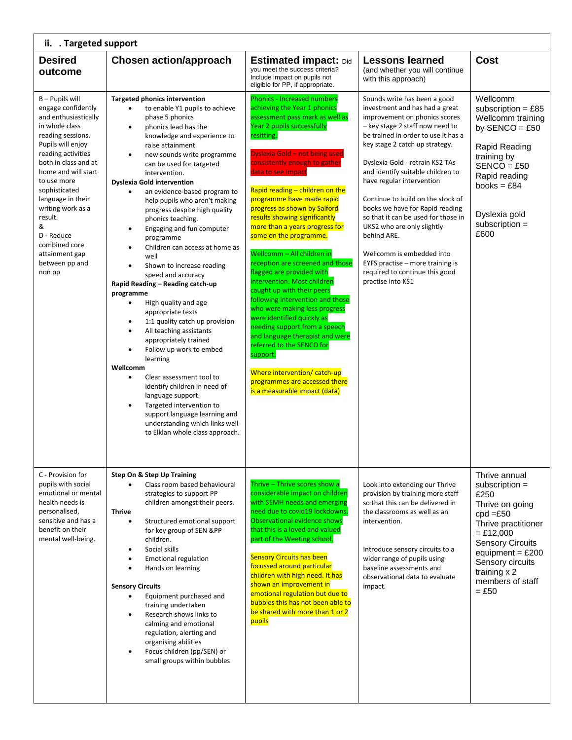| ii. . Targeted support | | | | |
|---|---|---|---|---|
| **Desired outcome** | **Chosen action/approach** | **Estimated impact:** Did you meet the success criteria? Include impact on pupils not eligible for PP, if appropriate. | **Lessons learned** (and whether you will continue with this approach) | **Cost** |
| B – Pupils will engage confidently and enthusiastically in whole class reading sessions. Pupils will enjoy reading activities both in class and at home and will start to use more sophisticated language in their writing work as a result.<br>&<br>D - Reduce combined core attainment gap between pp and non pp | **Targeted phonics intervention**<br>• to enable Y1 pupils to achieve phase 5 phonics<br>• phonics lead has the knowledge and experience to raise attainment<br>• new sounds write programme can be used for targeted intervention.<br>**Dyslexia Gold intervention**<br>• an evidence-based program to help pupils who aren't making progress despite high quality phonics teaching.<br>• Engaging and fun computer programme<br>• Children can access at home as well<br>• Shown to increase reading speed and accuracy<br>**Rapid Reading – Reading catch-up programme**<br>• High quality and age appropriate texts<br>• 1:1 quality catch up provision<br>• All teaching assistants appropriately trained<br>• Follow up work to embed learning<br>**Wellcomm**<br>• Clear assessment tool to identify children in need of language support.<br>• Targeted intervention to support language learning and understanding which links well to Elklan whole class approach. | Phonics - Increased numbers achieving the Year 1 phonics assessment pass mark as well as Year 2 pupils successfully resitting.<br><br>Dyslexia Gold – not being used consistently enough to gather data to see impact<br><br>Rapid reading – children on the programme have made rapid progress as shown by Salford results showing significantly more than a years progress for some on the programme.<br><br>Wellcomm – All children in reception are screened and those flagged are provided with intervention. Most children caught up with their peers following intervention and those who were making less progress were identified quickly as needing support from a speech and language therapist and were referred to the SENCO for support.<br><br>Where intervention/ catch-up programmes are accessed there is a measurable impact (data) | Sounds write has been a good investment and has had a great improvement on phonics scores – key stage 2 staff now need to be trained in order to use it has a key stage 2 catch up strategy.<br><br>Dyslexia Gold - retrain KS2 TAs and identify suitable children to have regular intervention<br><br>Continue to build on the stock of books we have for Rapid reading so that it can be used for those in UKS2 who are only slightly behind ARE.<br><br>Wellcomm is embedded into EYFS practise – more training is required to continue this good practise into KS1 | Wellcomm subscription = £85<br>Wellcomm training by SENCO = £50<br><br>Rapid Reading training by SENCO = £50<br>Rapid reading books = £84<br><br>Dyslexia gold subscription = £600 |
| C - Provision for pupils with social emotional or mental health needs is personalised, sensitive and has a benefit on their mental well-being. | **Step On & Step Up Training**<br>• Class room based behavioural strategies to support PP children amongst their peers.<br>**Thrive**<br>• Structured emotional support for key group of SEN &PP children.<br>• Social skills<br>• Emotional regulation<br>• Hands on learning<br><br>**Sensory Circuits**<br>• Equipment purchased and training undertaken<br>• Research shows links to calming and emotional regulation, alerting and organising abilities<br>• Focus children (pp/SEN) or small groups within bubbles | Thrive – Thrive scores show a considerable impact on children with SEMH needs and emerging need due to covid19 lockdowns. Observational evidence shows that this is a loved and valued part of the Weeting school.<br><br>Sensory Circuits has been focussed around particular children with high need. It has shown an improvement in emotional regulation but due to bubbles this has not been able to be shared with more than 1 or 2 pupils | Look into extending our Thrive provision by training more staff so that this can be delivered in the classrooms as well as an intervention.<br><br>Introduce sensory circuits to a wider range of pupils using baseline assessments and observational data to evaluate impact. | Thrive annual subscription = £250<br>Thrive on going cpd =£50<br>Thrive practitioner = £12,000<br>Sensory Circuits equipment = £200<br>Sensory circuits training x 2 members of staff = £50 |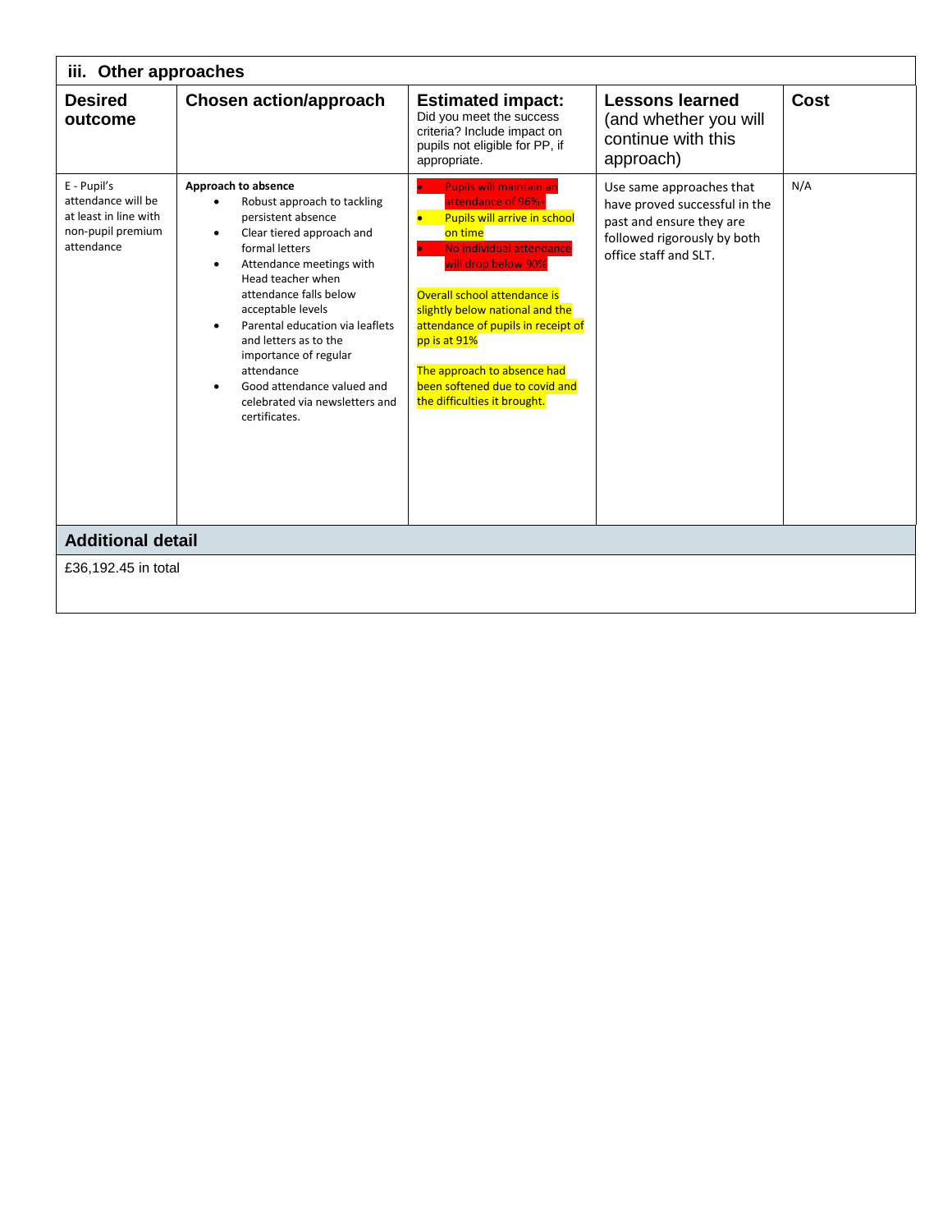### iii. Other approaches

| Desired outcome | Chosen action/approach | Estimated impact: Did you meet the success criteria? Include impact on pupils not eligible for PP, if appropriate. | Lessons learned (and whether you will continue with this approach) | Cost |
|---|---|---|---|---|
| E - Pupil's attendance will be at least in line with non-pupil premium attendance | **Approach to absence**<br>• Robust approach to tackling persistent absence<br>• Clear tiered approach and formal letters<br>• Attendance meetings with Head teacher when attendance falls below acceptable levels<br>• Parental education via leaflets and letters as to the importance of regular attendance<br>• Good attendance valued and celebrated via newsletters and certificates. | • Pupils will maintain an attendance of 96%+<br>• Pupils will arrive in school on time<br>• No individual attendance will drop below 90%<br><br>Overall school attendance is slightly below national and the attendance of pupils in receipt of pp is at 91%<br><br>The approach to absence had been softened due to covid and the difficulties it brought. | Use same approaches that have proved successful in the past and ensure they are followed rigorously by both office staff and SLT. | N/A |

**Additional detail**

£36,192.45 in total